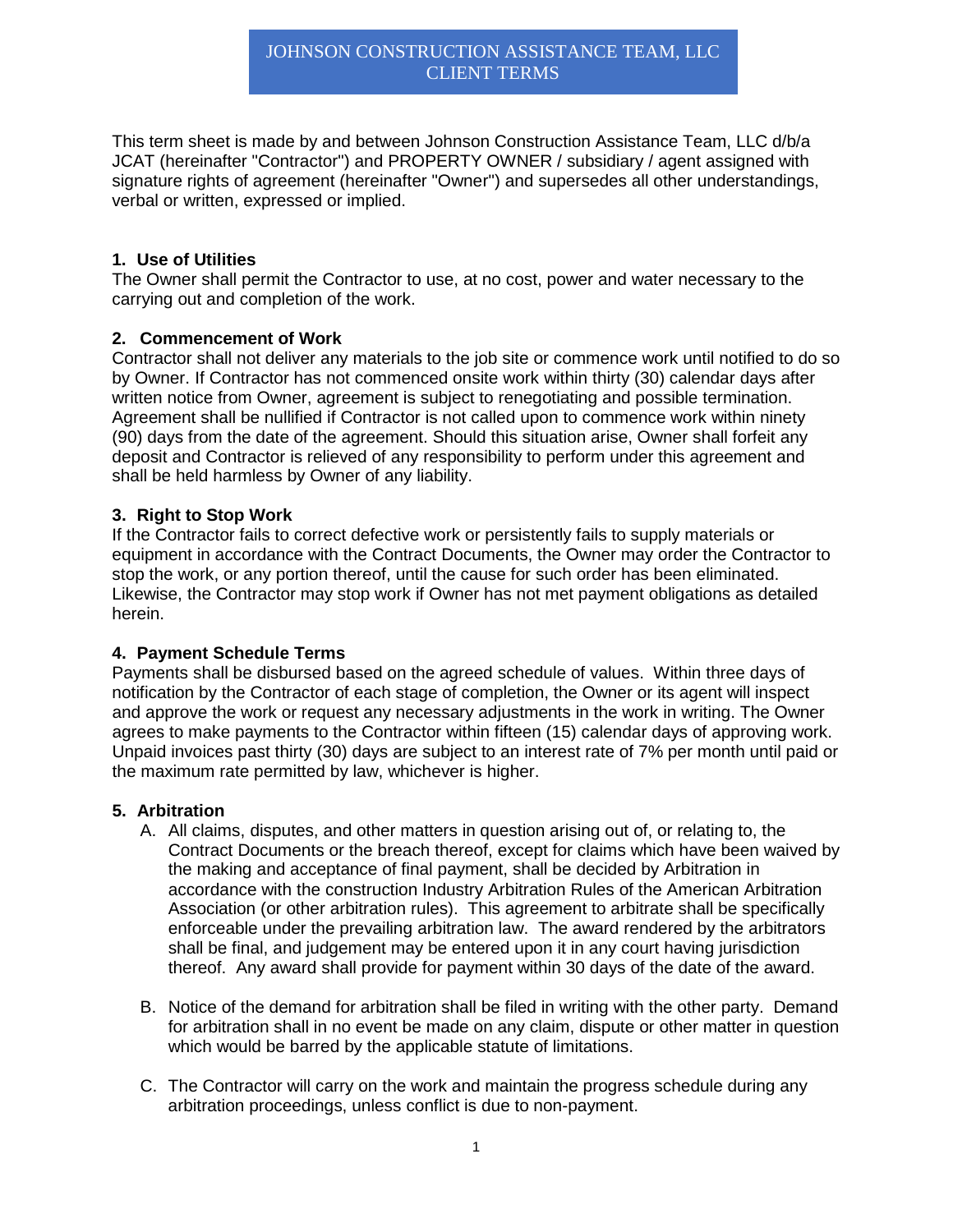# JOHNSON CONSTRUCTION ASSISTANCE TEAM, LLC CLIENT TERMS

This term sheet is made by and between Johnson Construction Assistance Team, LLC d/b/a JCAT (hereinafter "Contractor") and PROPERTY OWNER / subsidiary / agent assigned with signature rights of agreement (hereinafter "Owner") and supersedes all other understandings, verbal or written, expressed or implied.

**1. Use of Utilities**
The Owner shall permit the Contractor to use, at no cost, power and water necessary to the carrying out and completion of the work.

**2. Commencement of Work**
Contractor shall not deliver any materials to the job site or commence work until notified to do so by Owner. If Contractor has not commenced onsite work within thirty (30) calendar days after written notice from Owner, agreement is subject to renegotiating and possible termination. Agreement shall be nullified if Contractor is not called upon to commence work within ninety (90) days from the date of the agreement. Should this situation arise, Owner shall forfeit any deposit and Contractor is relieved of any responsibility to perform under this agreement and shall be held harmless by Owner of any liability.

**3. Right to Stop Work**
If the Contractor fails to correct defective work or persistently fails to supply materials or equipment in accordance with the Contract Documents, the Owner may order the Contractor to stop the work, or any portion thereof, until the cause for such order has been eliminated. Likewise, the Contractor may stop work if Owner has not met payment obligations as detailed herein.

**4. Payment Schedule Terms**
Payments shall be disbursed based on the agreed schedule of values. Within three days of notification by the Contractor of each stage of completion, the Owner or its agent will inspect and approve the work or request any necessary adjustments in the work in writing. The Owner agrees to make payments to the Contractor within fifteen (15) calendar days of approving work. Unpaid invoices past thirty (30) days are subject to an interest rate of 7% per month until paid or the maximum rate permitted by law, whichever is higher.

**5. Arbitration**

A. All claims, disputes, and other matters in question arising out of, or relating to, the Contract Documents or the breach thereof, except for claims which have been waived by the making and acceptance of final payment, shall be decided by Arbitration in accordance with the construction Industry Arbitration Rules of the American Arbitration Association (or other arbitration rules). This agreement to arbitrate shall be specifically enforceable under the prevailing arbitration law. The award rendered by the arbitrators shall be final, and judgement may be entered upon it in any court having jurisdiction thereof. Any award shall provide for payment within 30 days of the date of the award.

B. Notice of the demand for arbitration shall be filed in writing with the other party. Demand for arbitration shall in no event be made on any claim, dispute or other matter in question which would be barred by the applicable statute of limitations.

C. The Contractor will carry on the work and maintain the progress schedule during any arbitration proceedings, unless conflict is due to non-payment.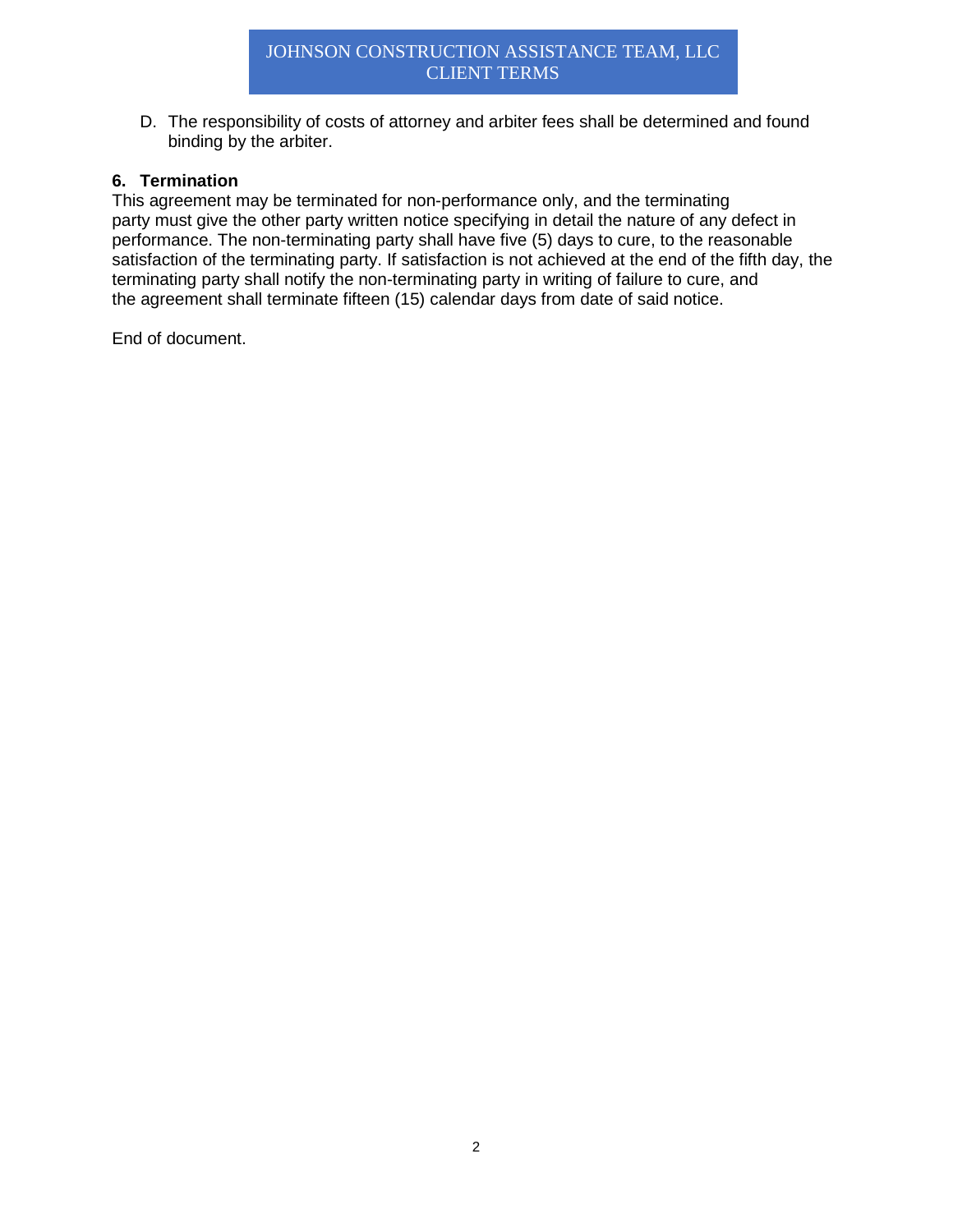D. The responsibility of costs of attorney and arbiter fees shall be determined and found binding by the arbiter.

**6. Termination**

This agreement may be terminated for non-performance only, and the terminating party must give the other party written notice specifying in detail the nature of any defect in performance. The non-terminating party shall have five (5) days to cure, to the reasonable satisfaction of the terminating party. If satisfaction is not achieved at the end of the fifth day, the terminating party shall notify the non-terminating party in writing of failure to cure, and the agreement shall terminate fifteen (15) calendar days from date of said notice.

End of document.